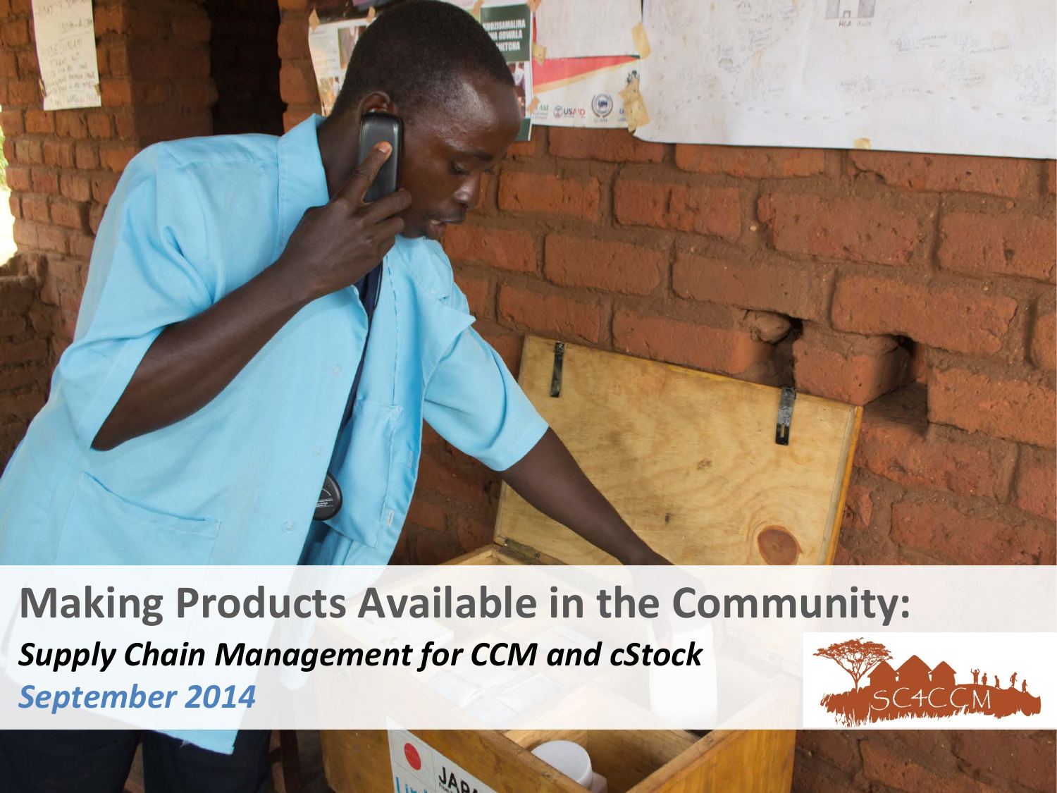# Making Products Available in the Community:

***Supply Chain Management for CCM and cStock***

***September 2014***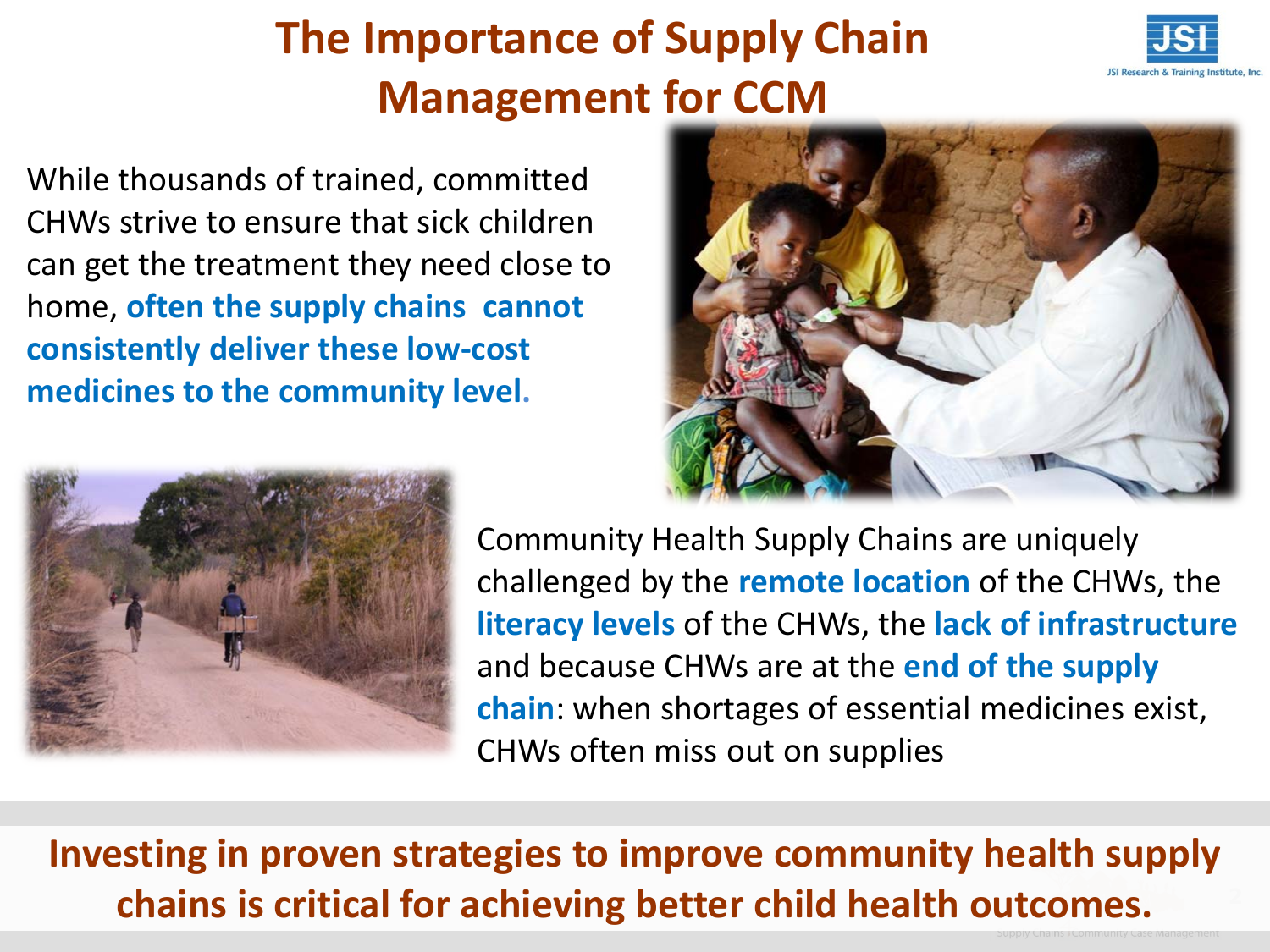# The Importance of Supply Chain Management for CCM

While thousands of trained, committed CHWs strive to ensure that sick children can get the treatment they need close to home, **often the supply chains cannot consistently deliver these low-cost medicines to the community level.**

Community Health Supply Chains are uniquely challenged by the **remote location** of the CHWs, the **literacy levels** of the CHWs, the **lack of infrastructure** and because CHWs are at the **end of the supply chain**: when shortages of essential medicines exist, CHWs often miss out on supplies

**Investing in proven strategies to improve community health supply chains is critical for achieving better child health outcomes.**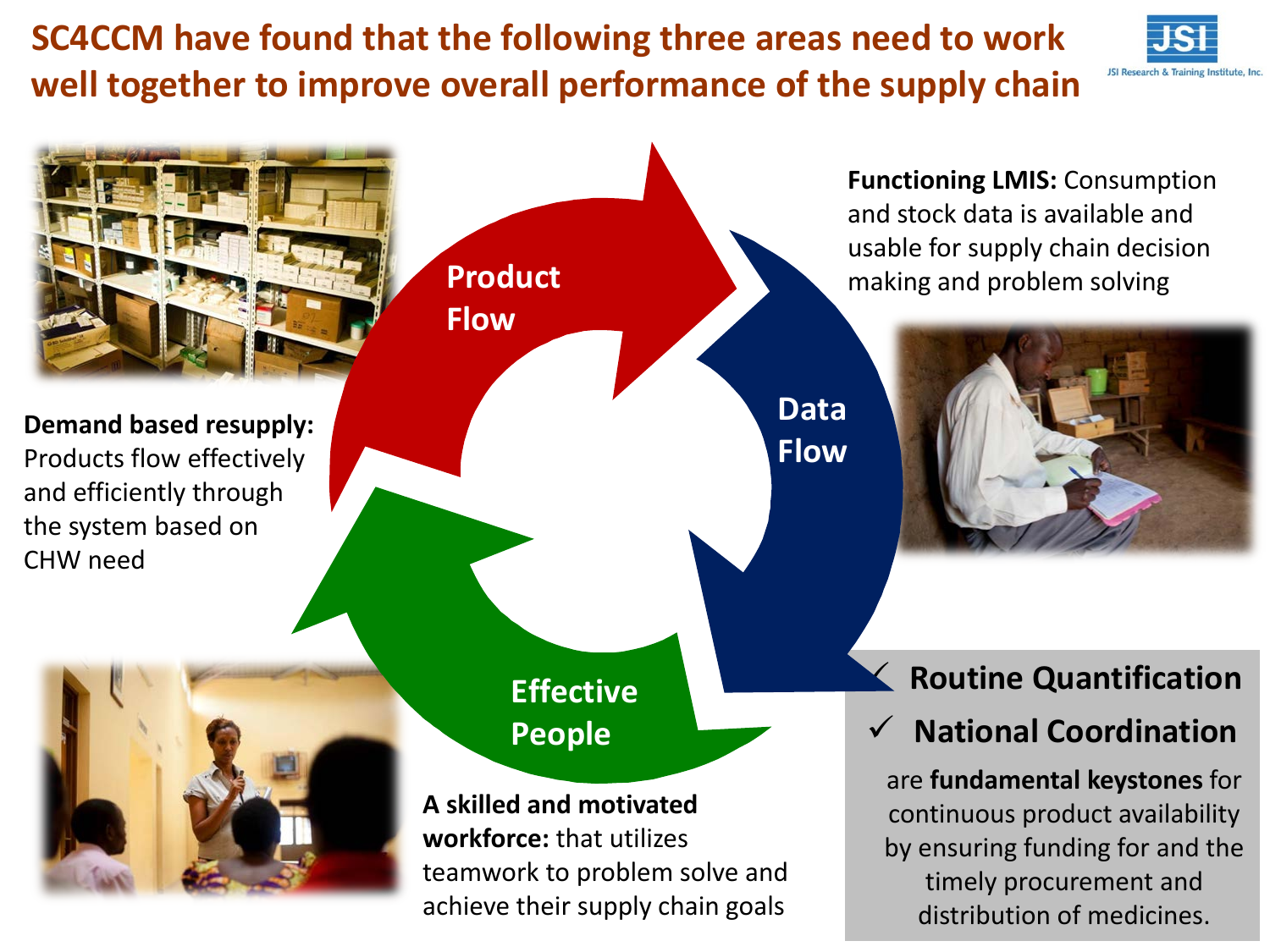# SC4CCM have found that the following three areas need to work well together to improve overall performance of the supply chain

JSI Research & Training Institute, Inc.

**Product Flow**

**Demand based resupply:** Products flow effectively and efficiently through the system based on CHW need

**Data Flow**

**Functioning LMIS:** Consumption and stock data is available and usable for supply chain decision making and problem solving

**Effective People**

**A skilled and motivated workforce:** that utilizes teamwork to problem solve and achieve their supply chain goals

- ✓ **Routine Quantification**
- ✓ **National Coordination**

are **fundamental keystones** for continuous product availability by ensuring funding for and the timely procurement and distribution of medicines.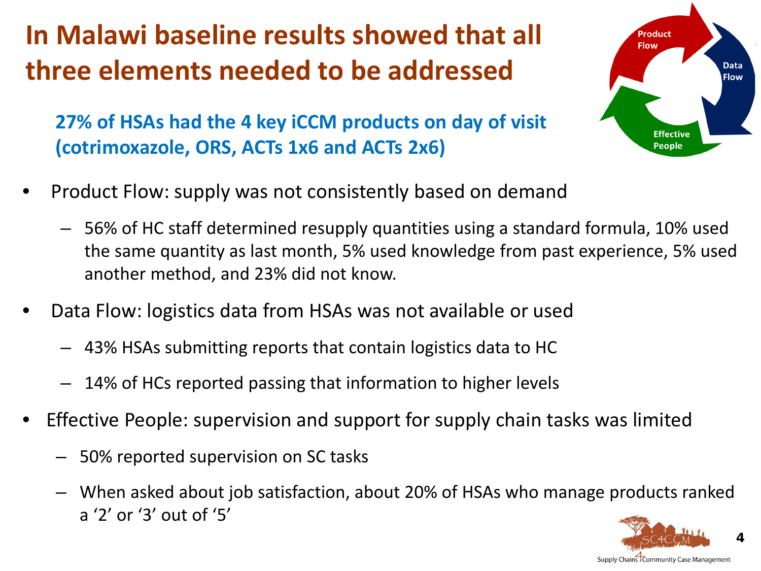# In Malawi baseline results showed that all three elements needed to be addressed

**27% of HSAs had the 4 key iCCM products on day of visit (cotrimoxazole, ORS, ACTs 1x6 and ACTs 2x6)**

- Product Flow: supply was not consistently based on demand
  - 56% of HC staff determined resupply quantities using a standard formula, 10% used the same quantity as last month, 5% used knowledge from past experience, 5% used another method, and 23% did not know.
- Data Flow: logistics data from HSAs was not available or used
  - 43% HSAs submitting reports that contain logistics data to HC
  - 14% of HCs reported passing that information to higher levels
- Effective People: supervision and support for supply chain tasks was limited
  - 50% reported supervision on SC tasks
  - When asked about job satisfaction, about 20% of HSAs who manage products ranked a '2' or '3' out of '5'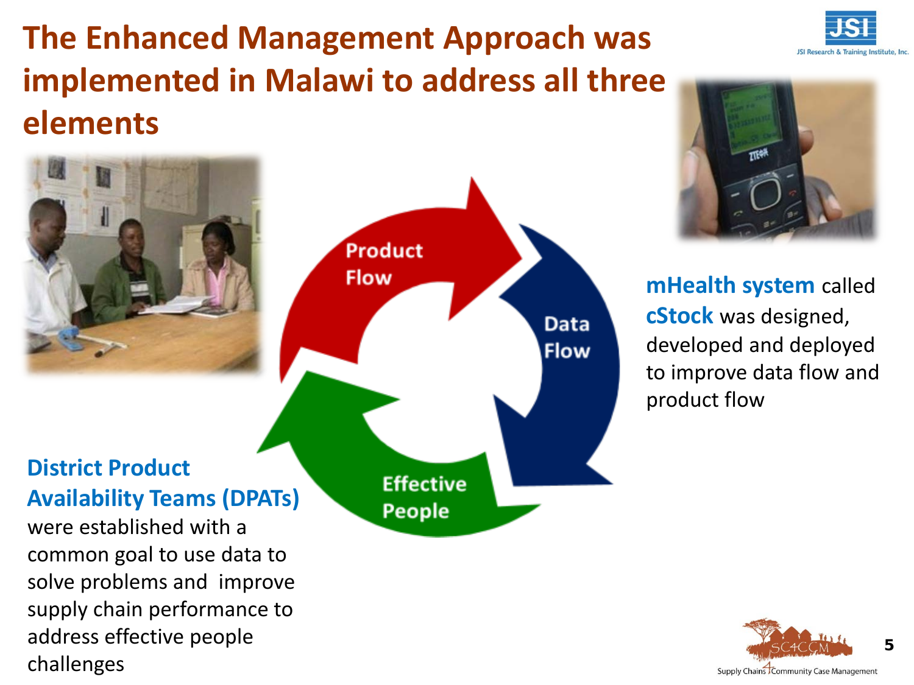# The Enhanced Management Approach was implemented in Malawi to address all three elements

Product Flow

Data Flow

Effective People

**mHealth system** called **cStock** was designed, developed and deployed to improve data flow and product flow

**District Product Availability Teams (DPATs)** were established with a common goal to use data to solve problems and improve supply chain performance to address effective people challenges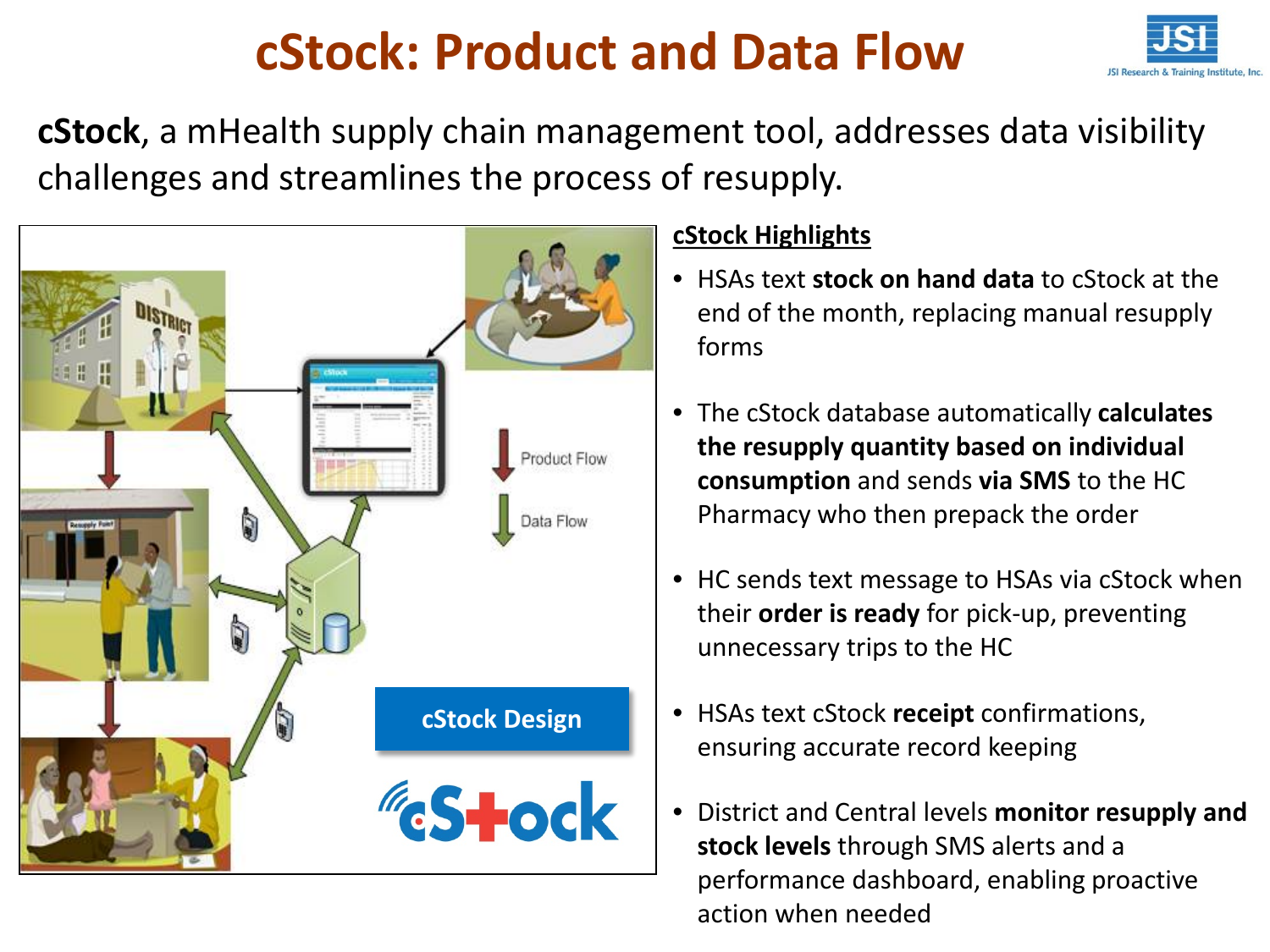# cStock: Product and Data Flow

**cStock**, a mHealth supply chain management tool, addresses data visibility challenges and streamlines the process of resupply.

Product Flow

Data Flow

cStock Design

**cStock Highlights**

- HSAs text **stock on hand data** to cStock at the end of the month, replacing manual resupply forms
- The cStock database automatically **calculates the resupply quantity based on individual consumption** and sends **via SMS** to the HC Pharmacy who then prepack the order
- HC sends text message to HSAs via cStock when their **order is ready** for pick-up, preventing unnecessary trips to the HC
- HSAs text cStock **receipt** confirmations, ensuring accurate record keeping
- District and Central levels **monitor resupply and stock levels** through SMS alerts and a performance dashboard, enabling proactive action when needed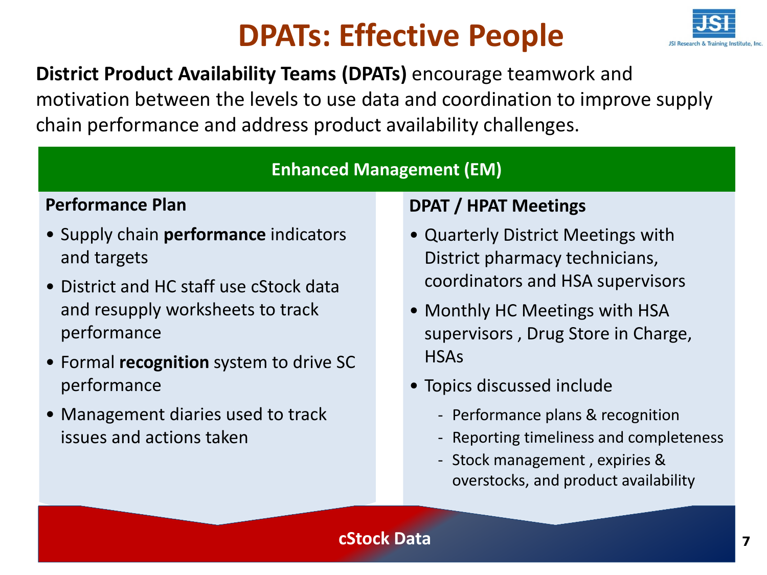# DPATs: Effective People

**District Product Availability Teams (DPATs)** encourage teamwork and motivation between the levels to use data and coordination to improve supply chain performance and address product availability challenges.

## Enhanced Management (EM)

### Performance Plan

- Supply chain **performance** indicators and targets
- District and HC staff use cStock data and resupply worksheets to track performance
- Formal **recognition** system to drive SC performance
- Management diaries used to track issues and actions taken

### DPAT / HPAT Meetings

- Quarterly District Meetings with District pharmacy technicians, coordinators and HSA supervisors
- Monthly HC Meetings with HSA supervisors , Drug Store in Charge, HSAs
- Topics discussed include
  - Performance plans & recognition
  - Reporting timeliness and completeness
  - Stock management , expiries & overstocks, and product availability

**cStock Data**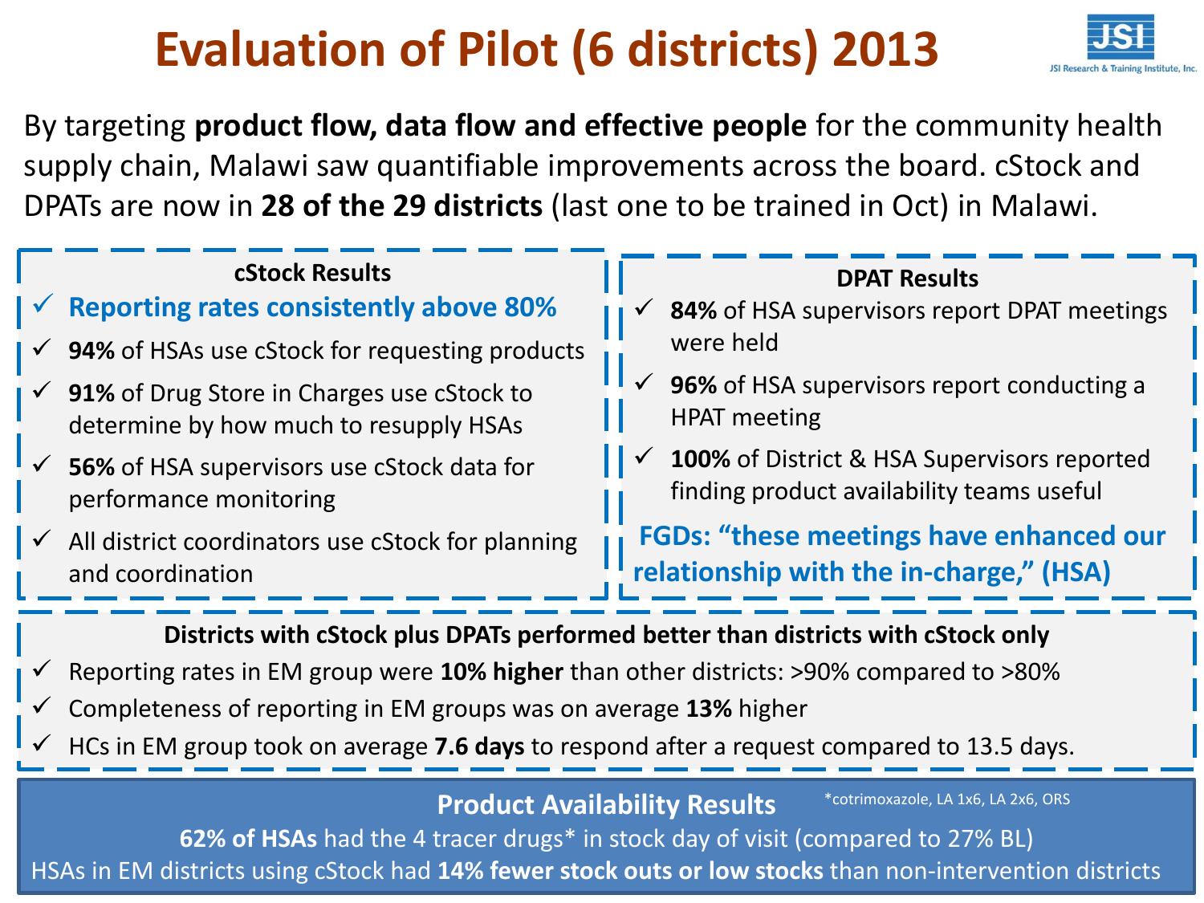# Evaluation of Pilot (6 districts) 2013

JSI Research & Training Institute, Inc.

By targeting **product flow, data flow and effective people** for the community health supply chain, Malawi saw quantifiable improvements across the board. cStock and DPATs are now in **28 of the 29 districts** (last one to be trained in Oct) in Malawi.

### cStock Results

- ✓ **Reporting rates consistently above 80%**
- ✓ **94%** of HSAs use cStock for requesting products
- ✓ **91%** of Drug Store in Charges use cStock to determine by how much to resupply HSAs
- ✓ **56%** of HSA supervisors use cStock data for performance monitoring
- ✓ All district coordinators use cStock for planning and coordination

### DPAT Results

- ✓ **84%** of HSA supervisors report DPAT meetings were held
- ✓ **96%** of HSA supervisors report conducting a HPAT meeting
- ✓ **100%** of District & HSA Supervisors reported finding product availability teams useful

**FGDs: "these meetings have enhanced our relationship with the in-charge," (HSA)**

### Districts with cStock plus DPATs performed better than districts with cStock only

- ✓ Reporting rates in EM group were **10% higher** than other districts: >90% compared to >80%
- ✓ Completeness of reporting in EM groups was on average **13%** higher
- ✓ HCs in EM group took on average **7.6 days** to respond after a request compared to 13.5 days.

### Product Availability Results

*cotrimoxazole, LA 1x6, LA 2x6, ORS

**62% of HSAs** had the 4 tracer drugs* in stock day of visit (compared to 27% BL)

HSAs in EM districts using cStock had **14% fewer stock outs or low stocks** than non-intervention districts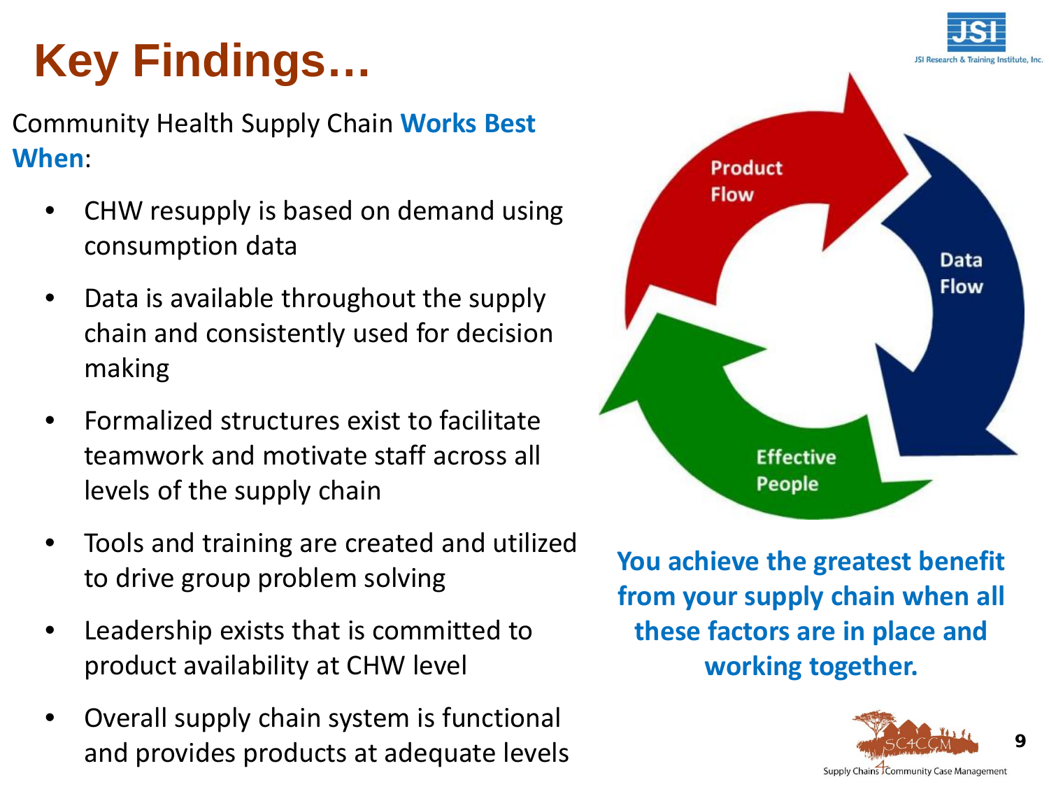# Key Findings…

Community Health Supply Chain **Works Best When**:

- CHW resupply is based on demand using consumption data
- Data is available throughout the supply chain and consistently used for decision making
- Formalized structures exist to facilitate teamwork and motivate staff across all levels of the supply chain
- Tools and training are created and utilized to drive group problem solving
- Leadership exists that is committed to product availability at CHW level
- Overall supply chain system is functional and provides products at adequate levels

Product Flow

Data Flow

Effective People

**You achieve the greatest benefit from your supply chain when all these factors are in place and working together.**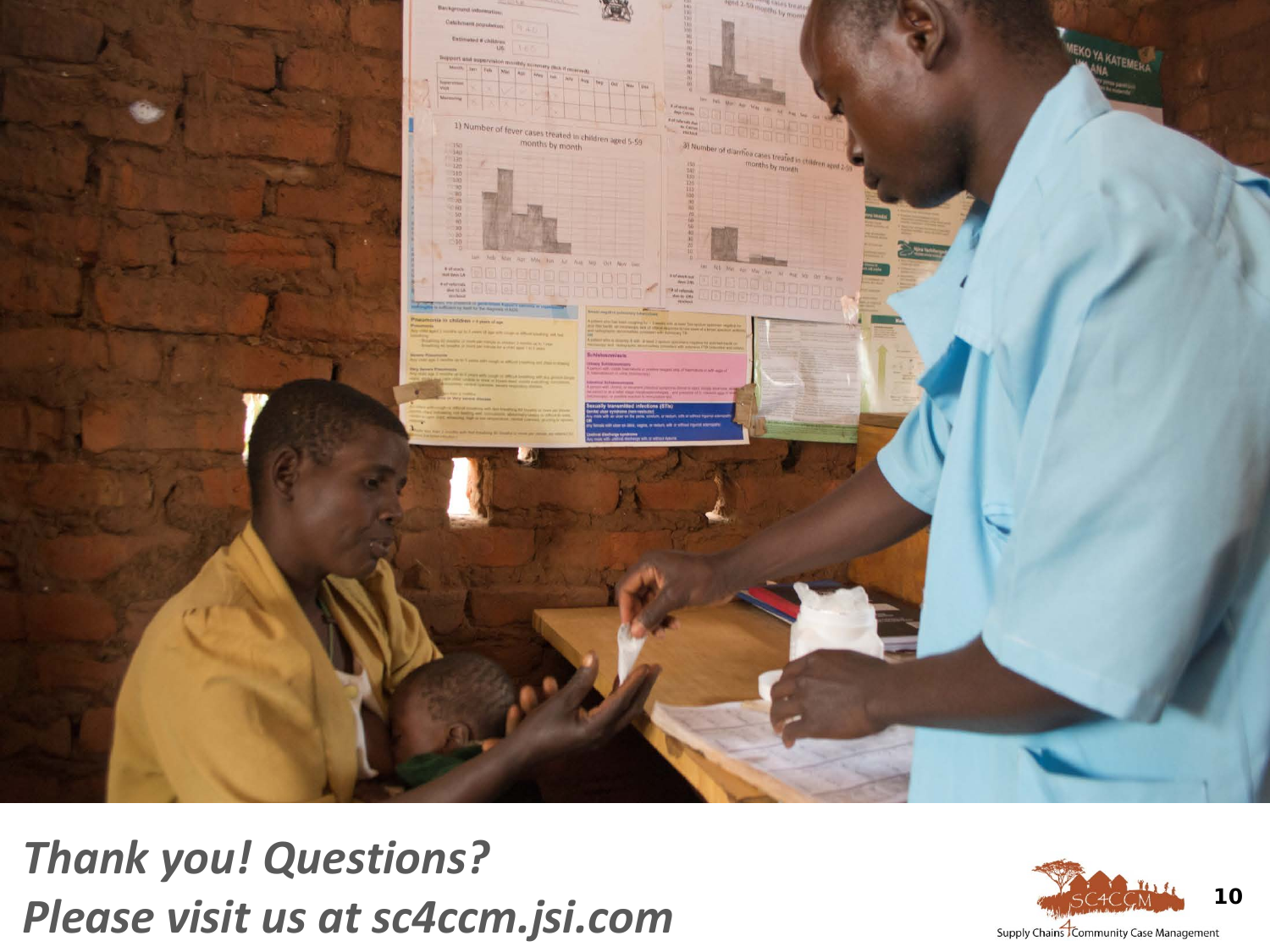*Thank you! Questions?*
*Please visit us at sc4ccm.jsi.com*

Supply Chains 4 Community Case Management